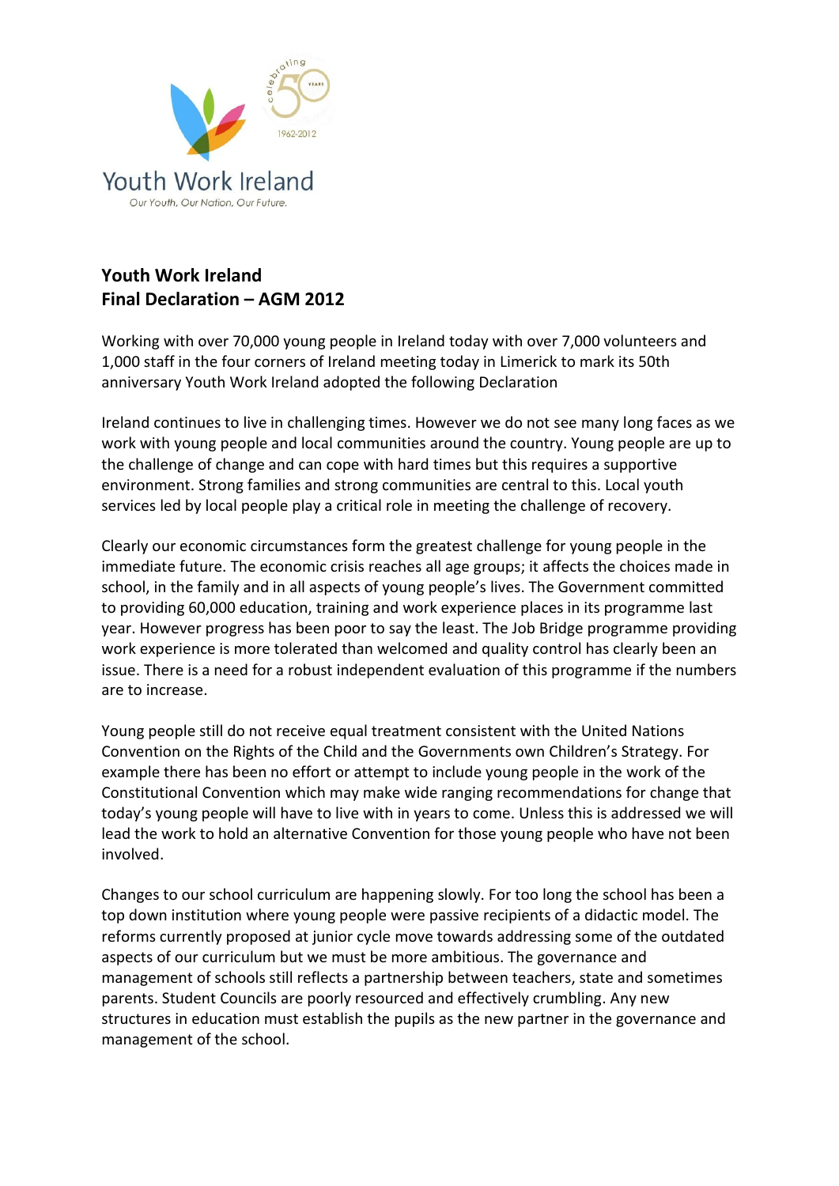Youth Work Ireland

*Our Youth, Our Nation, Our Future.*

**Youth Work Ireland**
**Final Declaration – AGM 2012**

Working with over 70,000 young people in Ireland today with over 7,000 volunteers and 1,000 staff in the four corners of Ireland meeting today in Limerick to mark its 50th anniversary Youth Work Ireland adopted the following Declaration

Ireland continues to live in challenging times. However we do not see many long faces as we work with young people and local communities around the country. Young people are up to the challenge of change and can cope with hard times but this requires a supportive environment. Strong families and strong communities are central to this. Local youth services led by local people play a critical role in meeting the challenge of recovery.

Clearly our economic circumstances form the greatest challenge for young people in the immediate future. The economic crisis reaches all age groups; it affects the choices made in school, in the family and in all aspects of young people's lives. The Government committed to providing 60,000 education, training and work experience places in its programme last year. However progress has been poor to say the least. The Job Bridge programme providing work experience is more tolerated than welcomed and quality control has clearly been an issue. There is a need for a robust independent evaluation of this programme if the numbers are to increase.

Young people still do not receive equal treatment consistent with the United Nations Convention on the Rights of the Child and the Governments own Children's Strategy. For example there has been no effort or attempt to include young people in the work of the Constitutional Convention which may make wide ranging recommendations for change that today's young people will have to live with in years to come. Unless this is addressed we will lead the work to hold an alternative Convention for those young people who have not been involved.

Changes to our school curriculum are happening slowly. For too long the school has been a top down institution where young people were passive recipients of a didactic model. The reforms currently proposed at junior cycle move towards addressing some of the outdated aspects of our curriculum but we must be more ambitious. The governance and management of schools still reflects a partnership between teachers, state and sometimes parents. Student Councils are poorly resourced and effectively crumbling. Any new structures in education must establish the pupils as the new partner in the governance and management of the school.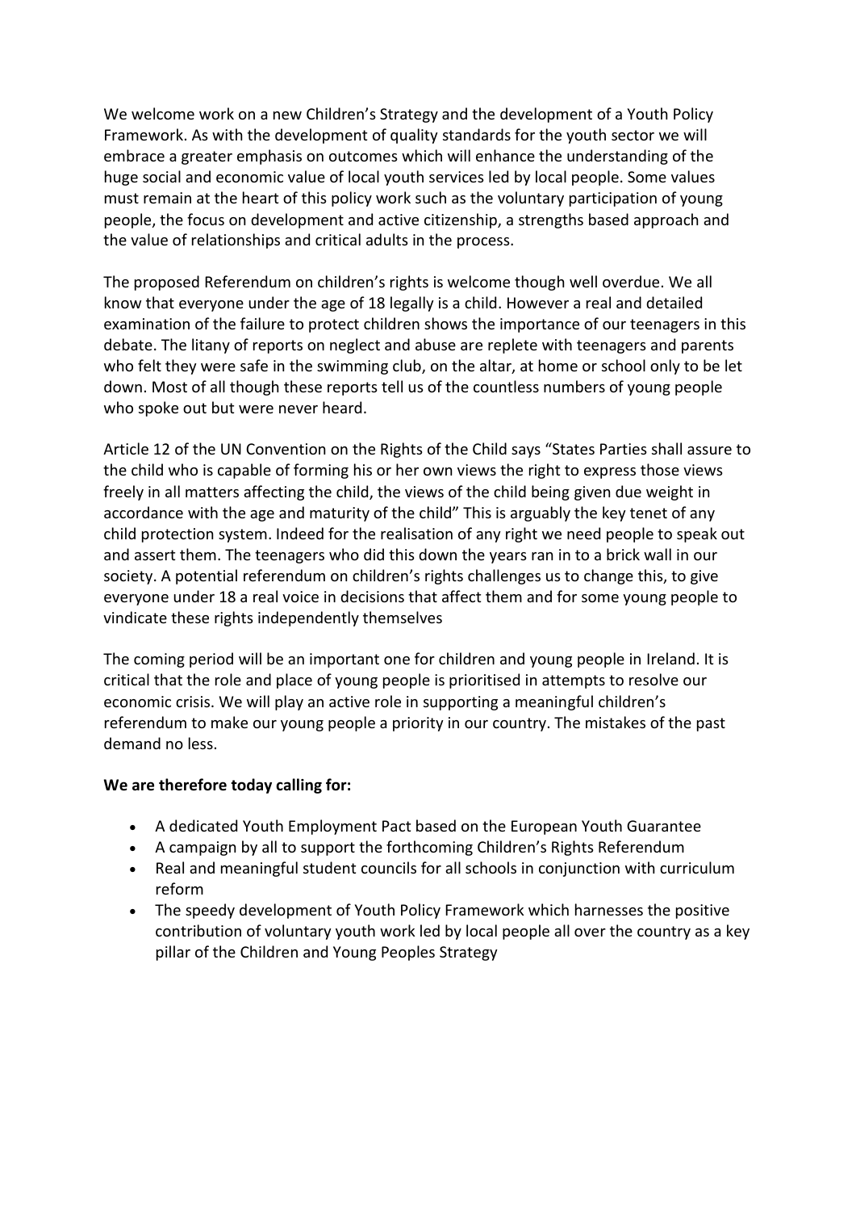We welcome work on a new Children's Strategy and the development of a Youth Policy Framework. As with the development of quality standards for the youth sector we will embrace a greater emphasis on outcomes which will enhance the understanding of the huge social and economic value of local youth services led by local people. Some values must remain at the heart of this policy work such as the voluntary participation of young people, the focus on development and active citizenship, a strengths based approach and the value of relationships and critical adults in the process.

The proposed Referendum on children's rights is welcome though well overdue. We all know that everyone under the age of 18 legally is a child. However a real and detailed examination of the failure to protect children shows the importance of our teenagers in this debate. The litany of reports on neglect and abuse are replete with teenagers and parents who felt they were safe in the swimming club, on the altar, at home or school only to be let down. Most of all though these reports tell us of the countless numbers of young people who spoke out but were never heard.

Article 12 of the UN Convention on the Rights of the Child says "States Parties shall assure to the child who is capable of forming his or her own views the right to express those views freely in all matters affecting the child, the views of the child being given due weight in accordance with the age and maturity of the child" This is arguably the key tenet of any child protection system. Indeed for the realisation of any right we need people to speak out and assert them. The teenagers who did this down the years ran in to a brick wall in our society. A potential referendum on children's rights challenges us to change this, to give everyone under 18 a real voice in decisions that affect them and for some young people to vindicate these rights independently themselves

The coming period will be an important one for children and young people in Ireland. It is critical that the role and place of young people is prioritised in attempts to resolve our economic crisis. We will play an active role in supporting a meaningful children's referendum to make our young people a priority in our country. The mistakes of the past demand no less.

**We are therefore today calling for:**

- A dedicated Youth Employment Pact based on the European Youth Guarantee
- A campaign by all to support the forthcoming Children's Rights Referendum
- Real and meaningful student councils for all schools in conjunction with curriculum reform
- The speedy development of Youth Policy Framework which harnesses the positive contribution of voluntary youth work led by local people all over the country as a key pillar of the Children and Young Peoples Strategy